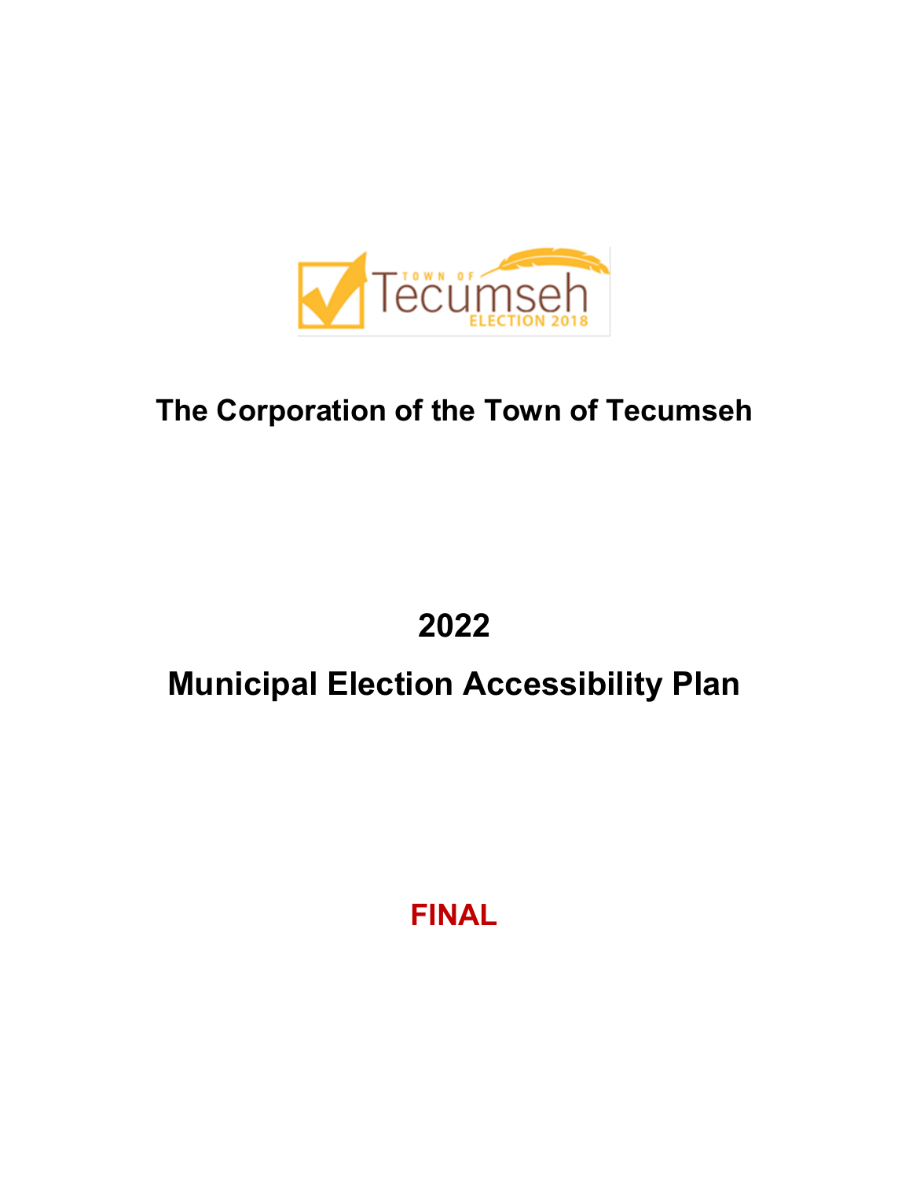# The Corporation of the Town of Tecumseh

# 2022

# Municipal Election Accessibility Plan

**FINAL**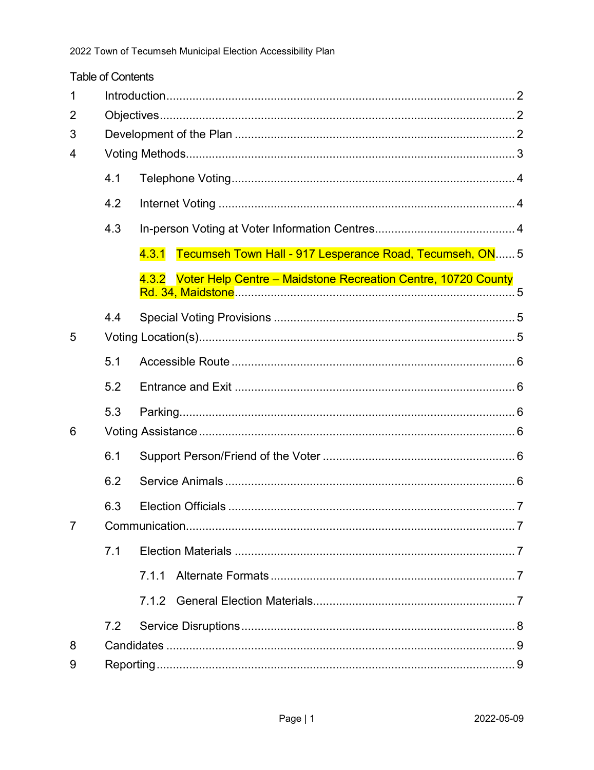Table of Contents

| | | |
|---|---|---|
| 1 | Introduction | 2 |
| 2 | Objectives | 2 |
| 3 | Development of the Plan | 2 |
| 4 | Voting Methods | 3 |
| 4.1 | Telephone Voting | 4 |
| 4.2 | Internet Voting | 4 |
| 4.3 | In-person Voting at Voter Information Centres | 4 |
| 4.3.1 | Tecumseh Town Hall - 917 Lesperance Road, Tecumseh, ON | 5 |
| 4.3.2 | Voter Help Centre – Maidstone Recreation Centre, 10720 County Rd. 34, Maidstone | 5 |
| 4.4 | Special Voting Provisions | 5 |
| 5 | Voting Location(s) | 5 |
| 5.1 | Accessible Route | 6 |
| 5.2 | Entrance and Exit | 6 |
| 5.3 | Parking | 6 |
| 6 | Voting Assistance | 6 |
| 6.1 | Support Person/Friend of the Voter | 6 |
| 6.2 | Service Animals | 6 |
| 6.3 | Election Officials | 7 |
| 7 | Communication | 7 |
| 7.1 | Election Materials | 7 |
| 7.1.1 | Alternate Formats | 7 |
| 7.1.2 | General Election Materials | 7 |
| 7.2 | Service Disruptions | 8 |
| 8 | Candidates | 9 |
| 9 | Reporting | 9 |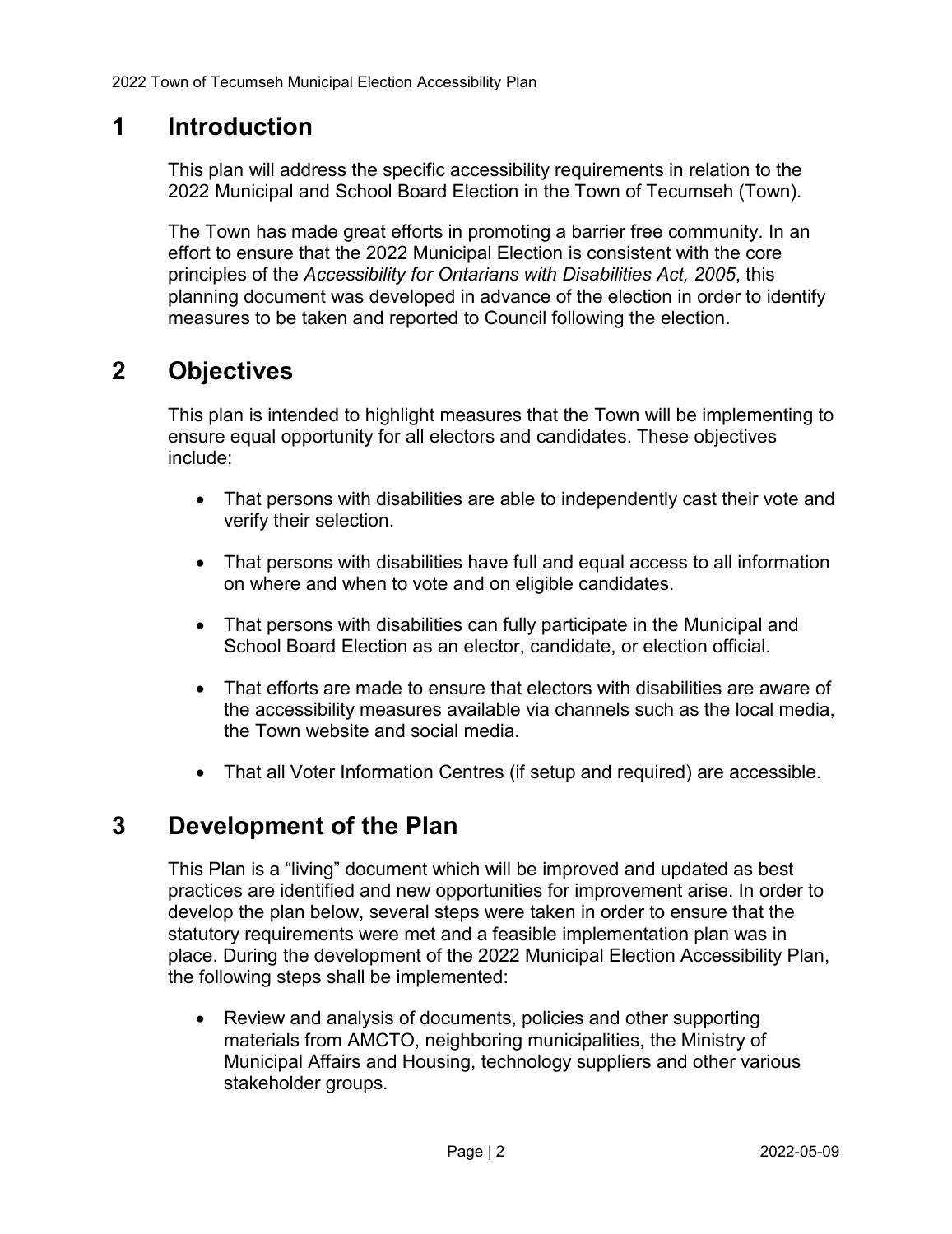# 1 Introduction

This plan will address the specific accessibility requirements in relation to the 2022 Municipal and School Board Election in the Town of Tecumseh (Town).

The Town has made great efforts in promoting a barrier free community. In an effort to ensure that the 2022 Municipal Election is consistent with the core principles of the *Accessibility for Ontarians with Disabilities Act, 2005*, this planning document was developed in advance of the election in order to identify measures to be taken and reported to Council following the election.

# 2 Objectives

This plan is intended to highlight measures that the Town will be implementing to ensure equal opportunity for all electors and candidates. These objectives include:

- That persons with disabilities are able to independently cast their vote and verify their selection.
- That persons with disabilities have full and equal access to all information on where and when to vote and on eligible candidates.
- That persons with disabilities can fully participate in the Municipal and School Board Election as an elector, candidate, or election official.
- That efforts are made to ensure that electors with disabilities are aware of the accessibility measures available via channels such as the local media, the Town website and social media.
- That all Voter Information Centres (if setup and required) are accessible.

# 3 Development of the Plan

This Plan is a “living” document which will be improved and updated as best practices are identified and new opportunities for improvement arise. In order to develop the plan below, several steps were taken in order to ensure that the statutory requirements were met and a feasible implementation plan was in place. During the development of the 2022 Municipal Election Accessibility Plan, the following steps shall be implemented:

- Review and analysis of documents, policies and other supporting materials from AMCTO, neighboring municipalities, the Ministry of Municipal Affairs and Housing, technology suppliers and other various stakeholder groups.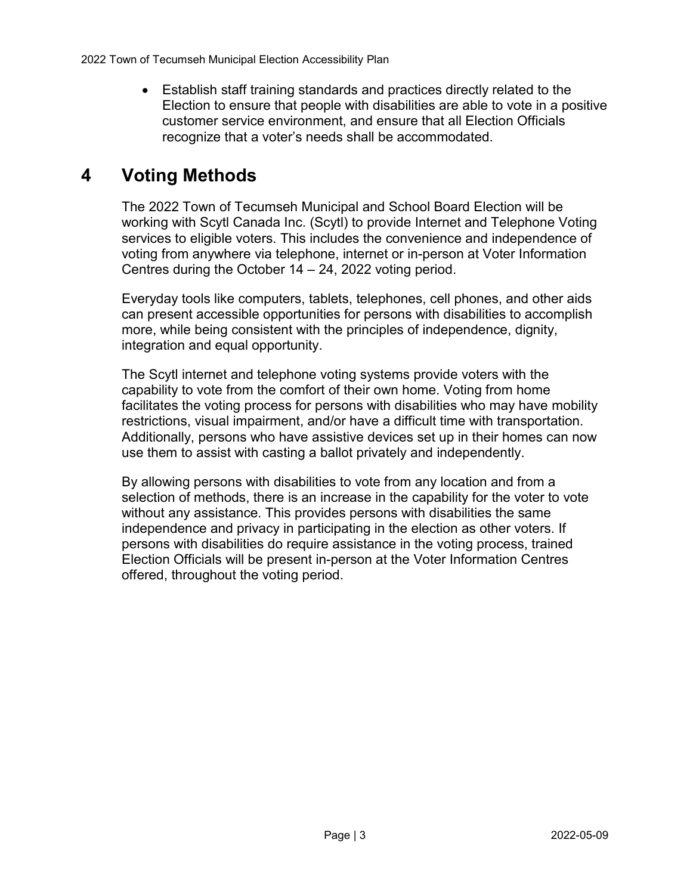- Establish staff training standards and practices directly related to the Election to ensure that people with disabilities are able to vote in a positive customer service environment, and ensure that all Election Officials recognize that a voter’s needs shall be accommodated.

# 4 Voting Methods

The 2022 Town of Tecumseh Municipal and School Board Election will be working with Scytl Canada Inc. (Scytl) to provide Internet and Telephone Voting services to eligible voters. This includes the convenience and independence of voting from anywhere via telephone, internet or in-person at Voter Information Centres during the October 14 – 24, 2022 voting period.

Everyday tools like computers, tablets, telephones, cell phones, and other aids can present accessible opportunities for persons with disabilities to accomplish more, while being consistent with the principles of independence, dignity, integration and equal opportunity.

The Scytl internet and telephone voting systems provide voters with the capability to vote from the comfort of their own home. Voting from home facilitates the voting process for persons with disabilities who may have mobility restrictions, visual impairment, and/or have a difficult time with transportation. Additionally, persons who have assistive devices set up in their homes can now use them to assist with casting a ballot privately and independently.

By allowing persons with disabilities to vote from any location and from a selection of methods, there is an increase in the capability for the voter to vote without any assistance. This provides persons with disabilities the same independence and privacy in participating in the election as other voters. If persons with disabilities do require assistance in the voting process, trained Election Officials will be present in-person at the Voter Information Centres offered, throughout the voting period.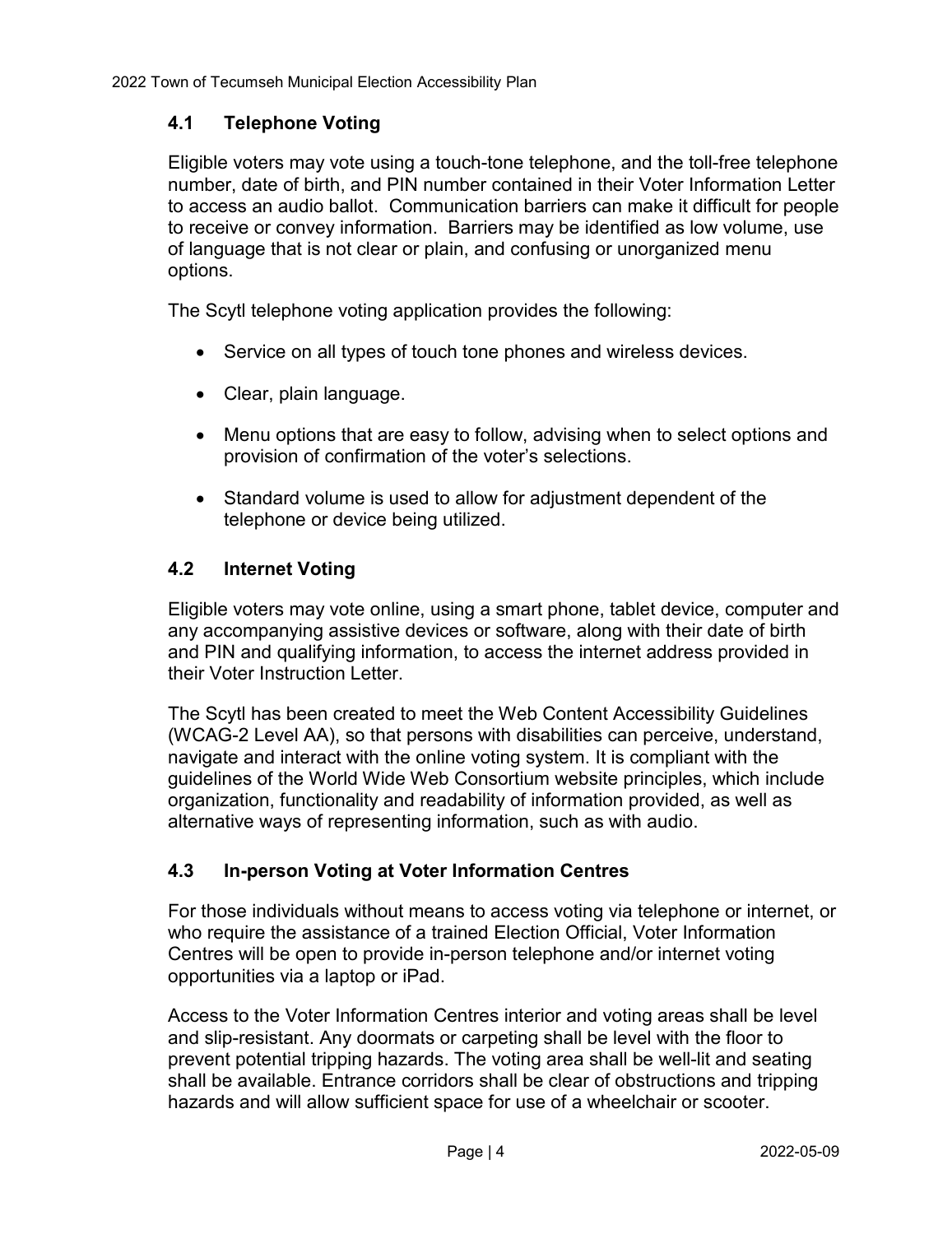## 4.1 Telephone Voting

Eligible voters may vote using a touch-tone telephone, and the toll-free telephone number, date of birth, and PIN number contained in their Voter Information Letter to access an audio ballot. Communication barriers can make it difficult for people to receive or convey information. Barriers may be identified as low volume, use of language that is not clear or plain, and confusing or unorganized menu options.

The Scytl telephone voting application provides the following:

- Service on all types of touch tone phones and wireless devices.
- Clear, plain language.
- Menu options that are easy to follow, advising when to select options and provision of confirmation of the voter's selections.
- Standard volume is used to allow for adjustment dependent of the telephone or device being utilized.

## 4.2 Internet Voting

Eligible voters may vote online, using a smart phone, tablet device, computer and any accompanying assistive devices or software, along with their date of birth and PIN and qualifying information, to access the internet address provided in their Voter Instruction Letter.

The Scytl has been created to meet the Web Content Accessibility Guidelines (WCAG-2 Level AA), so that persons with disabilities can perceive, understand, navigate and interact with the online voting system. It is compliant with the guidelines of the World Wide Web Consortium website principles, which include organization, functionality and readability of information provided, as well as alternative ways of representing information, such as with audio.

## 4.3 In-person Voting at Voter Information Centres

For those individuals without means to access voting via telephone or internet, or who require the assistance of a trained Election Official, Voter Information Centres will be open to provide in-person telephone and/or internet voting opportunities via a laptop or iPad.

Access to the Voter Information Centres interior and voting areas shall be level and slip-resistant. Any doormats or carpeting shall be level with the floor to prevent potential tripping hazards. The voting area shall be well-lit and seating shall be available. Entrance corridors shall be clear of obstructions and tripping hazards and will allow sufficient space for use of a wheelchair or scooter.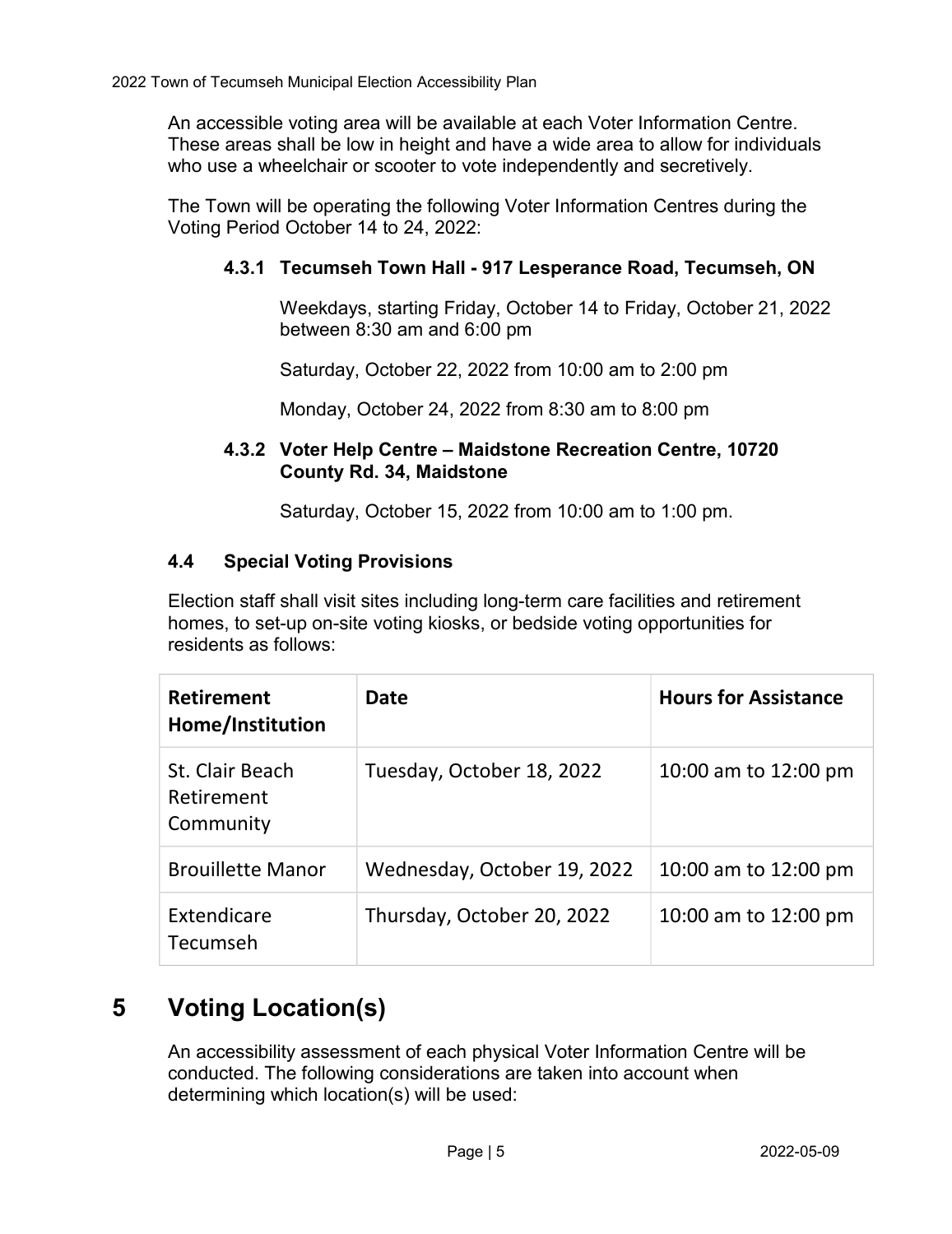An accessible voting area will be available at each Voter Information Centre. These areas shall be low in height and have a wide area to allow for individuals who use a wheelchair or scooter to vote independently and secretively.

The Town will be operating the following Voter Information Centres during the Voting Period October 14 to 24, 2022:

#### 4.3.1 Tecumseh Town Hall - 917 Lesperance Road, Tecumseh, ON

Weekdays, starting Friday, October 14 to Friday, October 21, 2022 between 8:30 am and 6:00 pm

Saturday, October 22, 2022 from 10:00 am to 2:00 pm

Monday, October 24, 2022 from 8:30 am to 8:00 pm

#### 4.3.2 Voter Help Centre – Maidstone Recreation Centre, 10720 County Rd. 34, Maidstone

Saturday, October 15, 2022 from 10:00 am to 1:00 pm.

### 4.4 Special Voting Provisions

Election staff shall visit sites including long-term care facilities and retirement homes, to set-up on-site voting kiosks, or bedside voting opportunities for residents as follows:

| Retirement Home/Institution | Date | Hours for Assistance |
| --- | --- | --- |
| St. Clair Beach Retirement Community | Tuesday, October 18, 2022 | 10:00 am to 12:00 pm |
| Brouillette Manor | Wednesday, October 19, 2022 | 10:00 am to 12:00 pm |
| Extendicare Tecumseh | Thursday, October 20, 2022 | 10:00 am to 12:00 pm |

# 5 Voting Location(s)

An accessibility assessment of each physical Voter Information Centre will be conducted. The following considerations are taken into account when determining which location(s) will be used: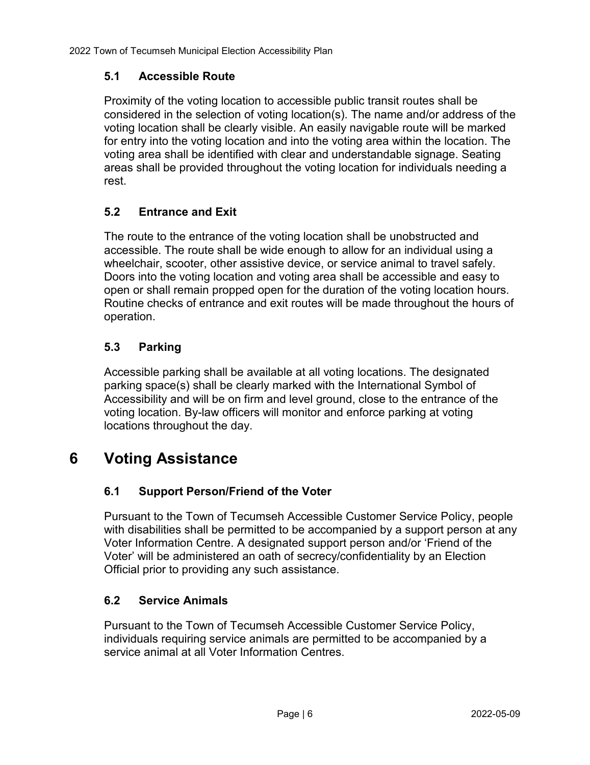### 5.1 Accessible Route

Proximity of the voting location to accessible public transit routes shall be considered in the selection of voting location(s). The name and/or address of the voting location shall be clearly visible. An easily navigable route will be marked for entry into the voting location and into the voting area within the location. The voting area shall be identified with clear and understandable signage. Seating areas shall be provided throughout the voting location for individuals needing a rest.

### 5.2 Entrance and Exit

The route to the entrance of the voting location shall be unobstructed and accessible. The route shall be wide enough to allow for an individual using a wheelchair, scooter, other assistive device, or service animal to travel safely. Doors into the voting location and voting area shall be accessible and easy to open or shall remain propped open for the duration of the voting location hours. Routine checks of entrance and exit routes will be made throughout the hours of operation.

### 5.3 Parking

Accessible parking shall be available at all voting locations. The designated parking space(s) shall be clearly marked with the International Symbol of Accessibility and will be on firm and level ground, close to the entrance of the voting location. By-law officers will monitor and enforce parking at voting locations throughout the day.

## 6 Voting Assistance

### 6.1 Support Person/Friend of the Voter

Pursuant to the Town of Tecumseh Accessible Customer Service Policy, people with disabilities shall be permitted to be accompanied by a support person at any Voter Information Centre. A designated support person and/or 'Friend of the Voter' will be administered an oath of secrecy/confidentiality by an Election Official prior to providing any such assistance.

### 6.2 Service Animals

Pursuant to the Town of Tecumseh Accessible Customer Service Policy, individuals requiring service animals are permitted to be accompanied by a service animal at all Voter Information Centres.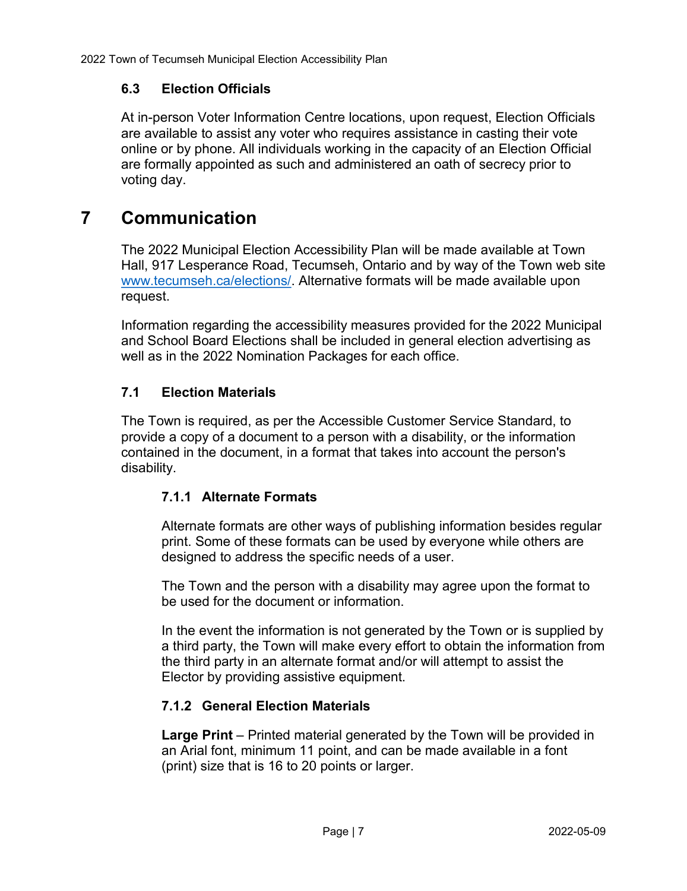### 6.3 Election Officials

At in-person Voter Information Centre locations, upon request, Election Officials are available to assist any voter who requires assistance in casting their vote online or by phone. All individuals working in the capacity of an Election Official are formally appointed as such and administered an oath of secrecy prior to voting day.

# 7 Communication

The 2022 Municipal Election Accessibility Plan will be made available at Town Hall, 917 Lesperance Road, Tecumseh, Ontario and by way of the Town web site www.tecumseh.ca/elections/. Alternative formats will be made available upon request.

Information regarding the accessibility measures provided for the 2022 Municipal and School Board Elections shall be included in general election advertising as well as in the 2022 Nomination Packages for each office.

### 7.1 Election Materials

The Town is required, as per the Accessible Customer Service Standard, to provide a copy of a document to a person with a disability, or the information contained in the document, in a format that takes into account the person's disability.

#### 7.1.1 Alternate Formats

Alternate formats are other ways of publishing information besides regular print. Some of these formats can be used by everyone while others are designed to address the specific needs of a user.

The Town and the person with a disability may agree upon the format to be used for the document or information.

In the event the information is not generated by the Town or is supplied by a third party, the Town will make every effort to obtain the information from the third party in an alternate format and/or will attempt to assist the Elector by providing assistive equipment.

#### 7.1.2 General Election Materials

**Large Print** – Printed material generated by the Town will be provided in an Arial font, minimum 11 point, and can be made available in a font (print) size that is 16 to 20 points or larger.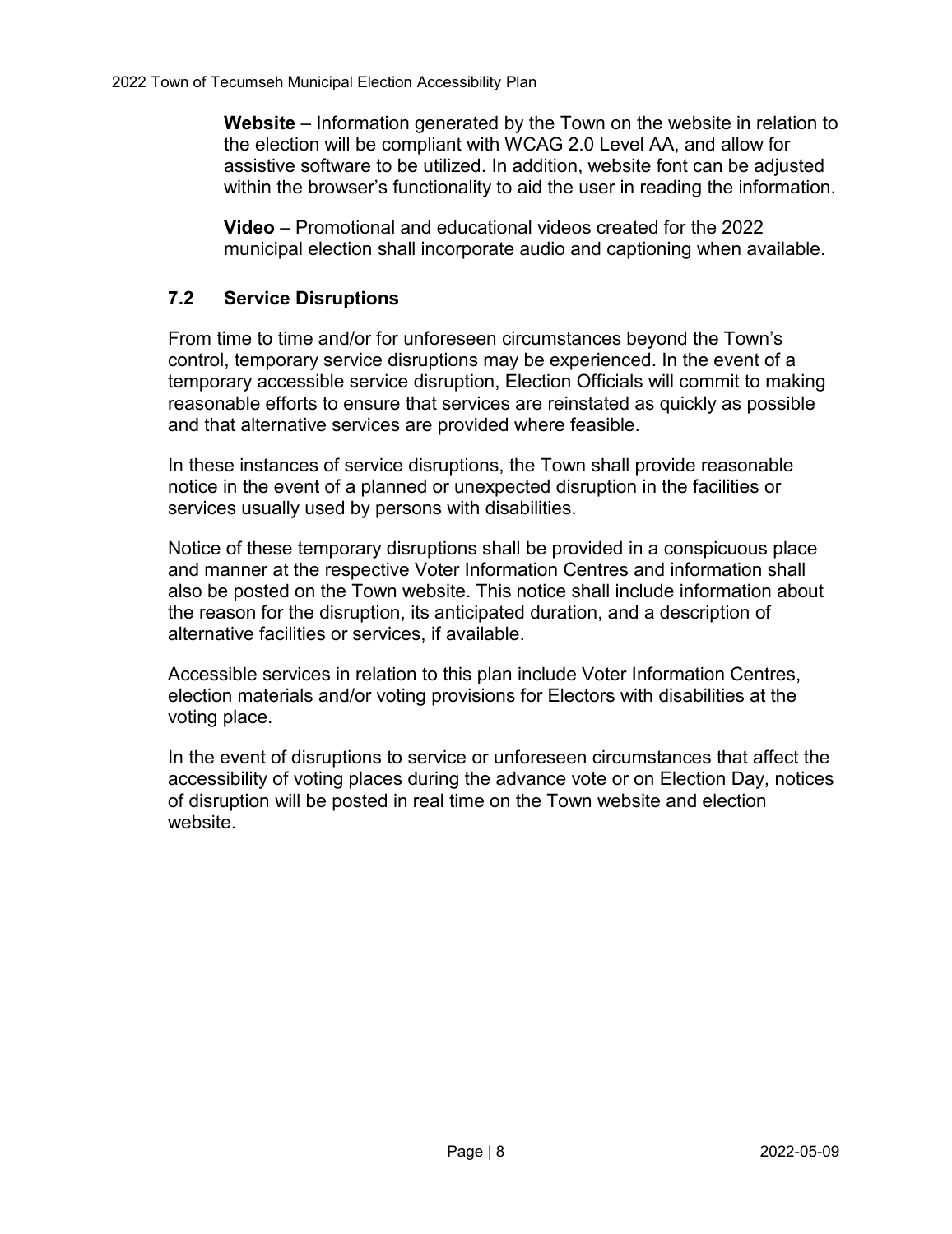**Website** – Information generated by the Town on the website in relation to the election will be compliant with WCAG 2.0 Level AA, and allow for assistive software to be utilized. In addition, website font can be adjusted within the browser's functionality to aid the user in reading the information.

**Video** – Promotional and educational videos created for the 2022 municipal election shall incorporate audio and captioning when available.

### 7.2 Service Disruptions

From time to time and/or for unforeseen circumstances beyond the Town's control, temporary service disruptions may be experienced. In the event of a temporary accessible service disruption, Election Officials will commit to making reasonable efforts to ensure that services are reinstated as quickly as possible and that alternative services are provided where feasible.

In these instances of service disruptions, the Town shall provide reasonable notice in the event of a planned or unexpected disruption in the facilities or services usually used by persons with disabilities.

Notice of these temporary disruptions shall be provided in a conspicuous place and manner at the respective Voter Information Centres and information shall also be posted on the Town website. This notice shall include information about the reason for the disruption, its anticipated duration, and a description of alternative facilities or services, if available.

Accessible services in relation to this plan include Voter Information Centres, election materials and/or voting provisions for Electors with disabilities at the voting place.

In the event of disruptions to service or unforeseen circumstances that affect the accessibility of voting places during the advance vote or on Election Day, notices of disruption will be posted in real time on the Town website and election website.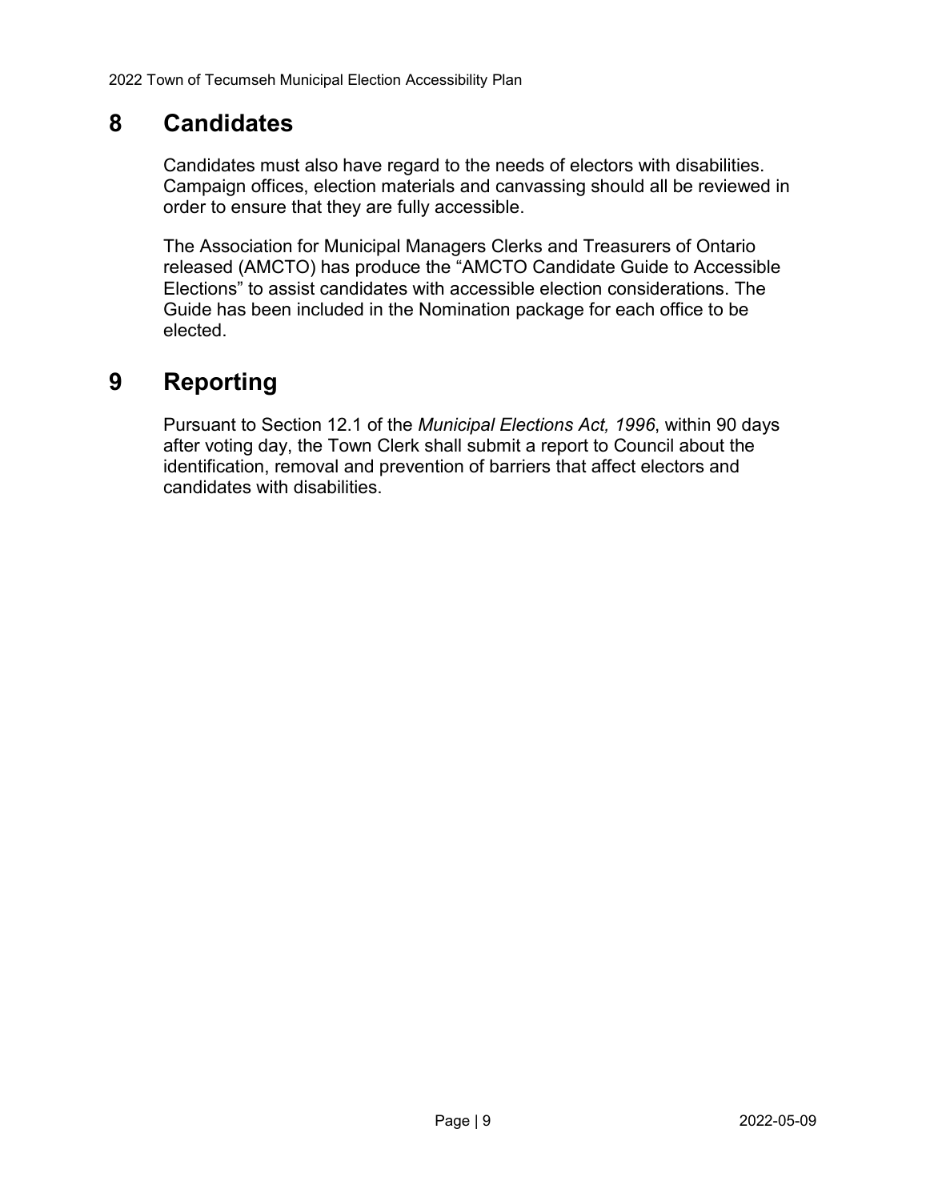# 8 Candidates

Candidates must also have regard to the needs of electors with disabilities. Campaign offices, election materials and canvassing should all be reviewed in order to ensure that they are fully accessible.

The Association for Municipal Managers Clerks and Treasurers of Ontario released (AMCTO) has produce the "AMCTO Candidate Guide to Accessible Elections" to assist candidates with accessible election considerations. The Guide has been included in the Nomination package for each office to be elected.

# 9 Reporting

Pursuant to Section 12.1 of the *Municipal Elections Act, 1996*, within 90 days after voting day, the Town Clerk shall submit a report to Council about the identification, removal and prevention of barriers that affect electors and candidates with disabilities.